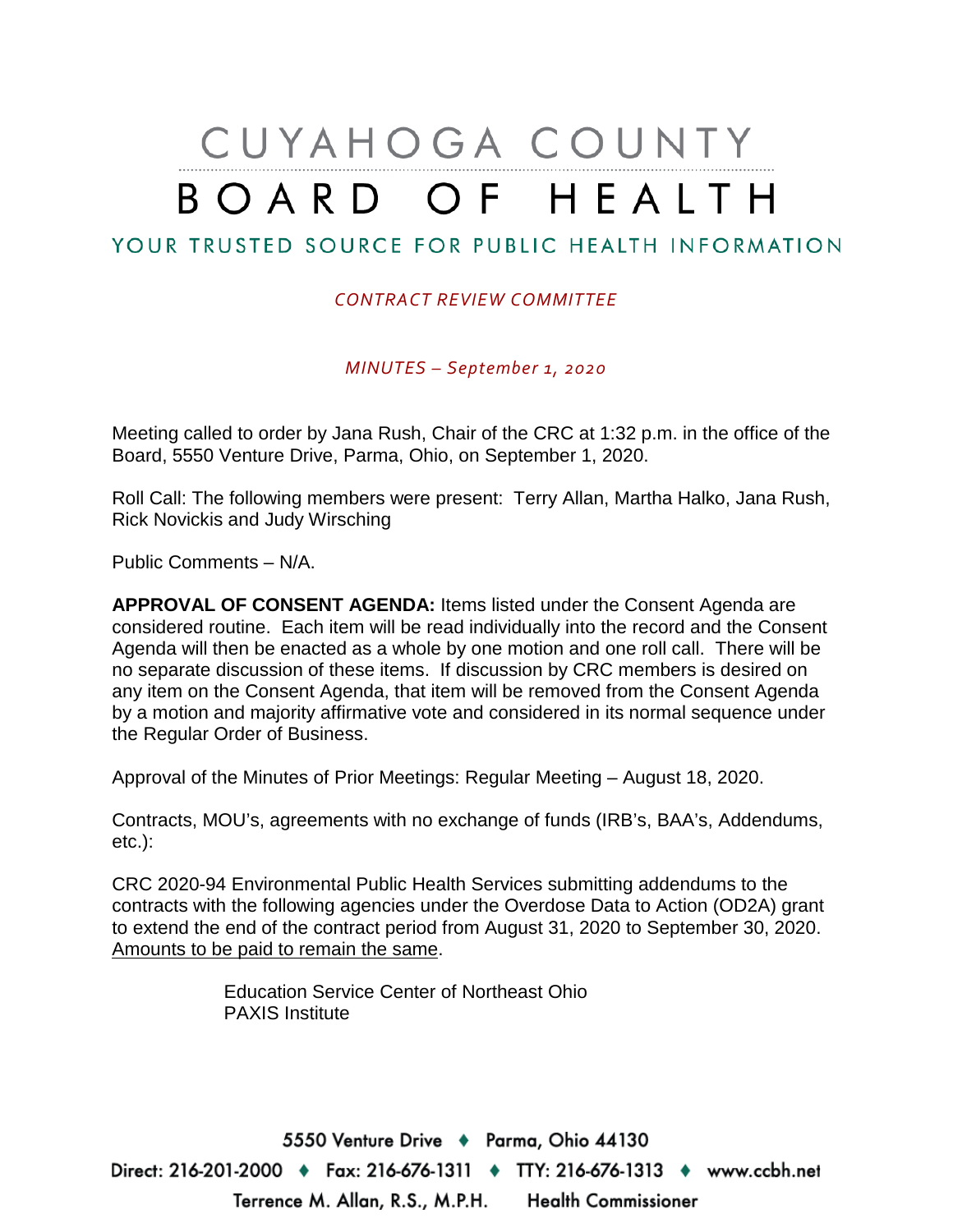# CUYAHOGA COUNTY

# BOARD OF HEALTH

YOUR TRUSTED SOURCE FOR PUBLIC HEALTH INFORMATION

*CONTRACT REVIEW COMMITTEE*

*MINUTES – September 1, 2020*

Meeting called to order by Jana Rush, Chair of the CRC at 1:32 p.m. in the office of the Board, 5550 Venture Drive, Parma, Ohio, on September 1, 2020.

Roll Call: The following members were present: Terry Allan, Martha Halko, Jana Rush, Rick Novickis and Judy Wirsching

Public Comments – N/A.

**APPROVAL OF CONSENT AGENDA:** Items listed under the Consent Agenda are considered routine. Each item will be read individually into the record and the Consent Agenda will then be enacted as a whole by one motion and one roll call. There will be no separate discussion of these items. If discussion by CRC members is desired on any item on the Consent Agenda, that item will be removed from the Consent Agenda by a motion and majority affirmative vote and considered in its normal sequence under the Regular Order of Business.

Approval of the Minutes of Prior Meetings: Regular Meeting – August 18, 2020.

Contracts, MOU's, agreements with no exchange of funds (IRB's, BAA's, Addendums, etc.):

CRC 2020-94 Environmental Public Health Services submitting addendums to the contracts with the following agencies under the Overdose Data to Action (OD2A) grant to extend the end of the contract period from August 31, 2020 to September 30, 2020. Amounts to be paid to remain the same.

Education Service Center of Northeast Ohio
PAXIS Institute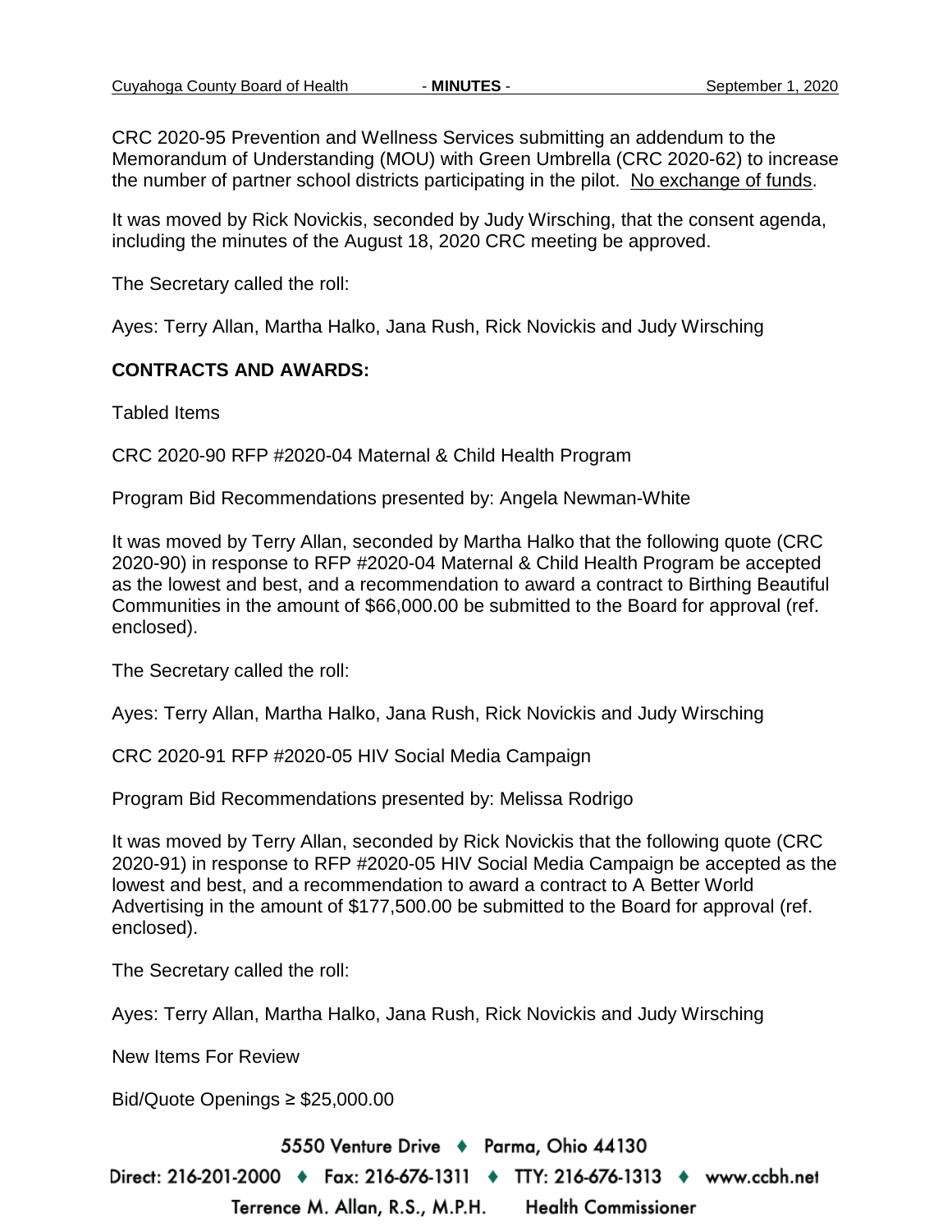CRC 2020-95 Prevention and Wellness Services submitting an addendum to the Memorandum of Understanding (MOU) with Green Umbrella (CRC 2020-62) to increase the number of partner school districts participating in the pilot. No exchange of funds.

It was moved by Rick Novickis, seconded by Judy Wirsching, that the consent agenda, including the minutes of the August 18, 2020 CRC meeting be approved.

The Secretary called the roll:

Ayes: Terry Allan, Martha Halko, Jana Rush, Rick Novickis and Judy Wirsching

**CONTRACTS AND AWARDS:**

Tabled Items

CRC 2020-90 RFP #2020-04 Maternal & Child Health Program

Program Bid Recommendations presented by: Angela Newman-White

It was moved by Terry Allan, seconded by Martha Halko that the following quote (CRC 2020-90) in response to RFP #2020-04 Maternal & Child Health Program be accepted as the lowest and best, and a recommendation to award a contract to Birthing Beautiful Communities in the amount of $66,000.00 be submitted to the Board for approval (ref. enclosed).

The Secretary called the roll:

Ayes: Terry Allan, Martha Halko, Jana Rush, Rick Novickis and Judy Wirsching

CRC 2020-91 RFP #2020-05 HIV Social Media Campaign

Program Bid Recommendations presented by: Melissa Rodrigo

It was moved by Terry Allan, seconded by Rick Novickis that the following quote (CRC 2020-91) in response to RFP #2020-05 HIV Social Media Campaign be accepted as the lowest and best, and a recommendation to award a contract to A Better World Advertising in the amount of $177,500.00 be submitted to the Board for approval (ref. enclosed).

The Secretary called the roll:

Ayes: Terry Allan, Martha Halko, Jana Rush, Rick Novickis and Judy Wirsching

New Items For Review

Bid/Quote Openings ≥ $25,000.00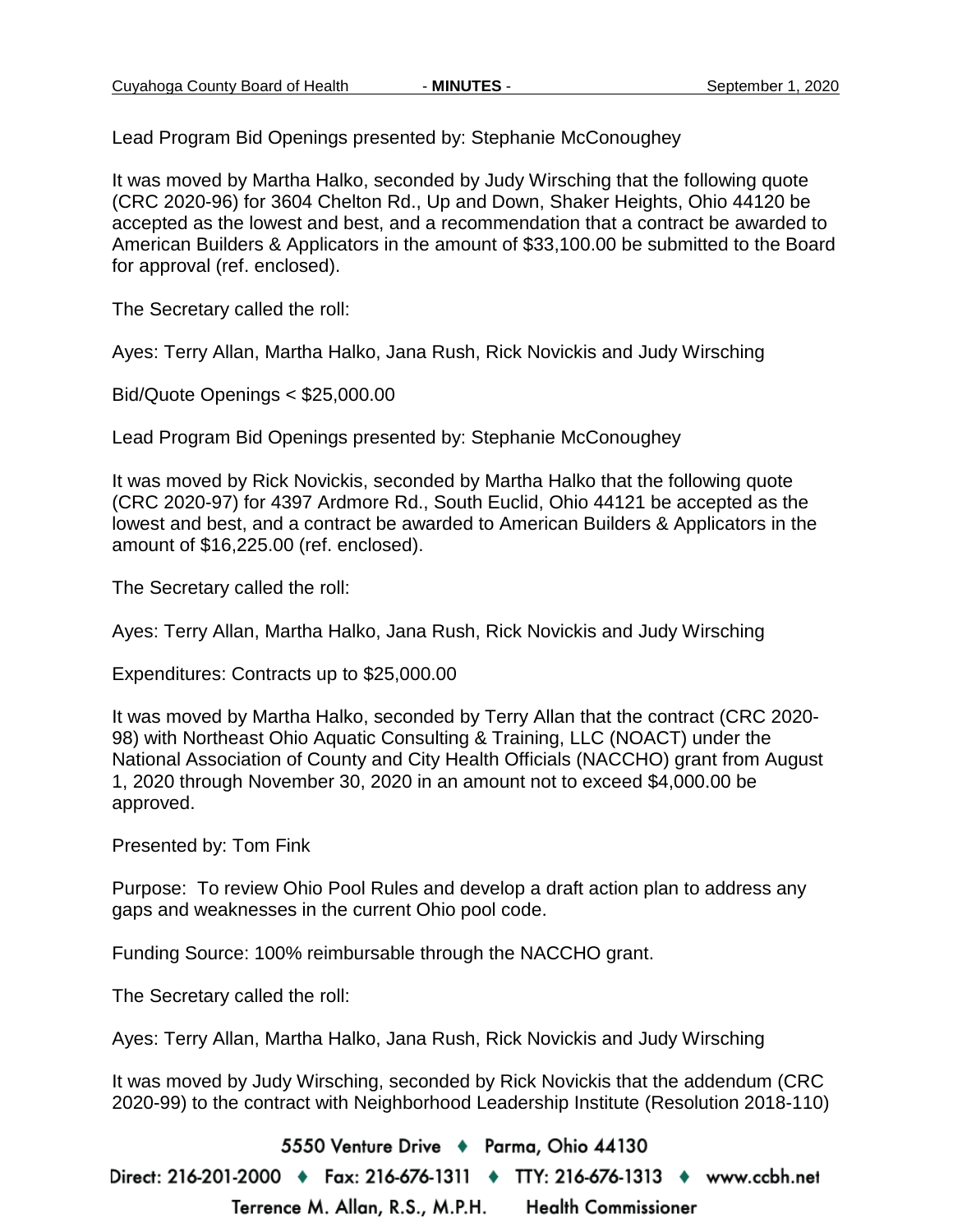Lead Program Bid Openings presented by: Stephanie McConoughey

It was moved by Martha Halko, seconded by Judy Wirsching that the following quote (CRC 2020-96) for 3604 Chelton Rd., Up and Down, Shaker Heights, Ohio 44120 be accepted as the lowest and best, and a recommendation that a contract be awarded to American Builders & Applicators in the amount of $33,100.00 be submitted to the Board for approval (ref. enclosed).

The Secretary called the roll:

Ayes: Terry Allan, Martha Halko, Jana Rush, Rick Novickis and Judy Wirsching

Bid/Quote Openings < $25,000.00

Lead Program Bid Openings presented by: Stephanie McConoughey

It was moved by Rick Novickis, seconded by Martha Halko that the following quote (CRC 2020-97) for 4397 Ardmore Rd., South Euclid, Ohio 44121 be accepted as the lowest and best, and a contract be awarded to American Builders & Applicators in the amount of $16,225.00 (ref. enclosed).

The Secretary called the roll:

Ayes: Terry Allan, Martha Halko, Jana Rush, Rick Novickis and Judy Wirsching

Expenditures: Contracts up to $25,000.00

It was moved by Martha Halko, seconded by Terry Allan that the contract (CRC 2020-98) with Northeast Ohio Aquatic Consulting & Training, LLC (NOACT) under the National Association of County and City Health Officials (NACCHO) grant from August 1, 2020 through November 30, 2020 in an amount not to exceed $4,000.00 be approved.

Presented by: Tom Fink

Purpose: To review Ohio Pool Rules and develop a draft action plan to address any gaps and weaknesses in the current Ohio pool code.

Funding Source: 100% reimbursable through the NACCHO grant.

The Secretary called the roll:

Ayes: Terry Allan, Martha Halko, Jana Rush, Rick Novickis and Judy Wirsching

It was moved by Judy Wirsching, seconded by Rick Novickis that the addendum (CRC 2020-99) to the contract with Neighborhood Leadership Institute (Resolution 2018-110)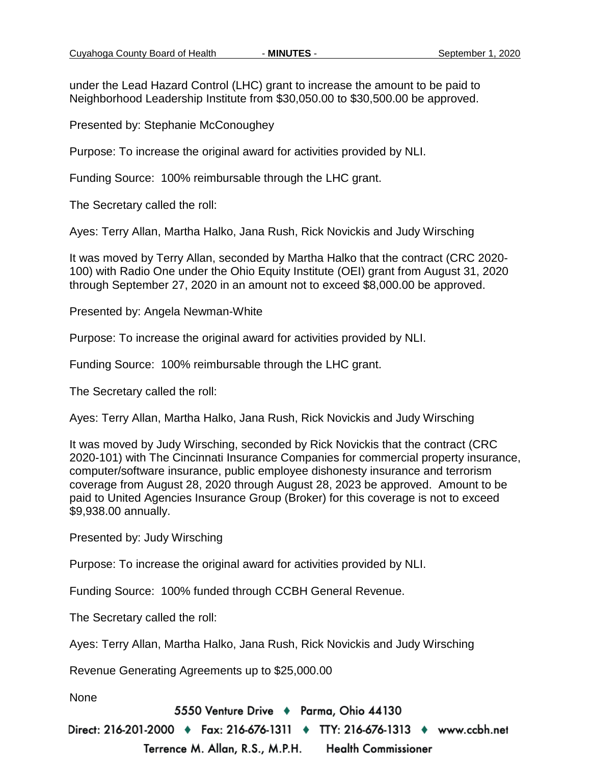under the Lead Hazard Control (LHC) grant to increase the amount to be paid to Neighborhood Leadership Institute from $30,050.00 to $30,500.00 be approved.

Presented by: Stephanie McConoughey

Purpose: To increase the original award for activities provided by NLI.

Funding Source: 100% reimbursable through the LHC grant.

The Secretary called the roll:

Ayes: Terry Allan, Martha Halko, Jana Rush, Rick Novickis and Judy Wirsching

It was moved by Terry Allan, seconded by Martha Halko that the contract (CRC 2020-100) with Radio One under the Ohio Equity Institute (OEI) grant from August 31, 2020 through September 27, 2020 in an amount not to exceed $8,000.00 be approved.

Presented by: Angela Newman-White

Purpose: To increase the original award for activities provided by NLI.

Funding Source: 100% reimbursable through the LHC grant.

The Secretary called the roll:

Ayes: Terry Allan, Martha Halko, Jana Rush, Rick Novickis and Judy Wirsching

It was moved by Judy Wirsching, seconded by Rick Novickis that the contract (CRC 2020-101) with The Cincinnati Insurance Companies for commercial property insurance, computer/software insurance, public employee dishonesty insurance and terrorism coverage from August 28, 2020 through August 28, 2023 be approved. Amount to be paid to United Agencies Insurance Group (Broker) for this coverage is not to exceed $9,938.00 annually.

Presented by: Judy Wirsching

Purpose: To increase the original award for activities provided by NLI.

Funding Source: 100% funded through CCBH General Revenue.

The Secretary called the roll:

Ayes: Terry Allan, Martha Halko, Jana Rush, Rick Novickis and Judy Wirsching

Revenue Generating Agreements up to $25,000.00

None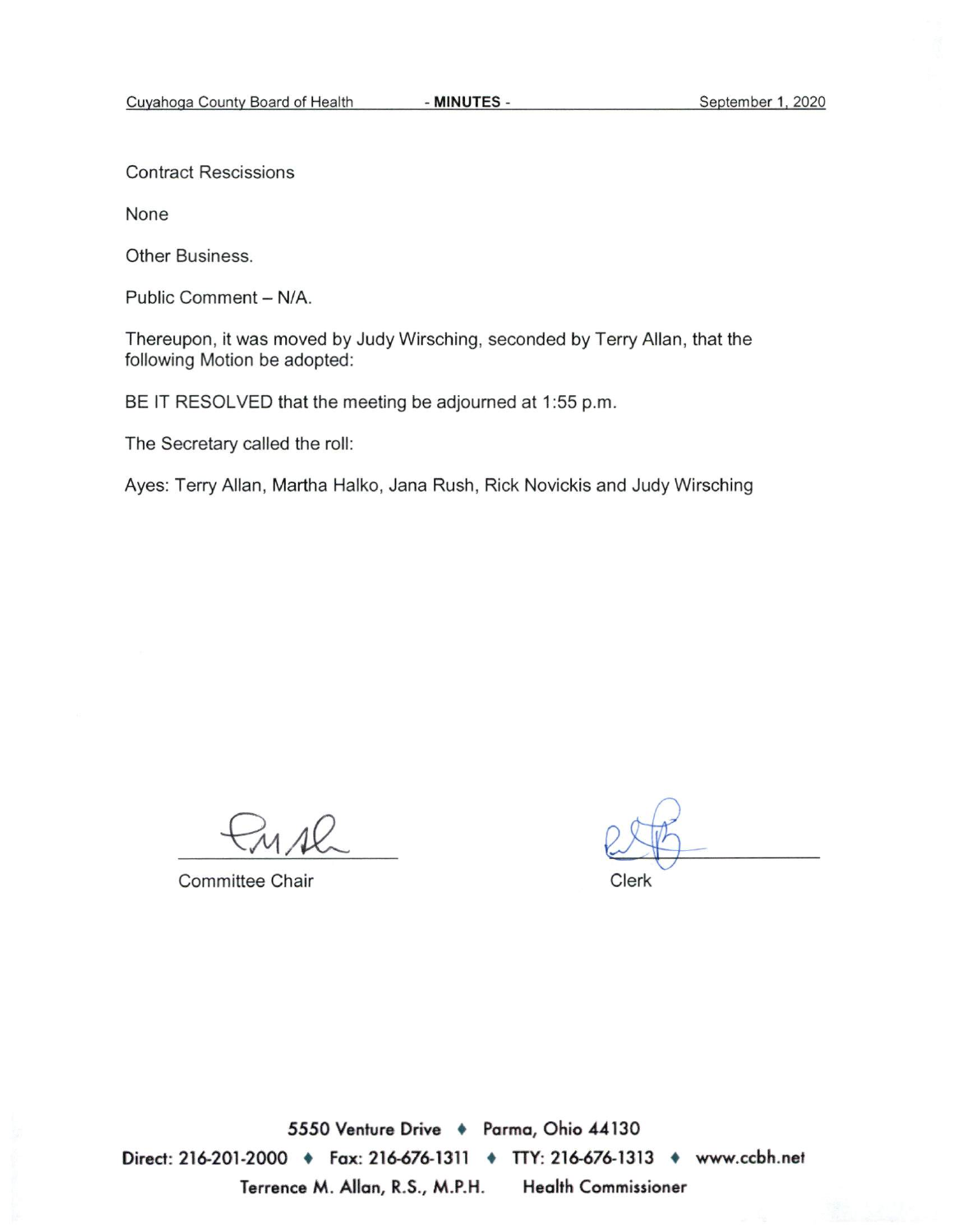Contract Rescissions

None

Other Business.

Public Comment – N/A.

Thereupon, it was moved by Judy Wirsching, seconded by Terry Allan, that the following Motion be adopted:

BE IT RESOLVED that the meeting be adjourned at 1:55 p.m.

The Secretary called the roll:

Ayes: Terry Allan, Martha Halko, Jana Rush, Rick Novickis and Judy Wirsching

Committee Chair

Clerk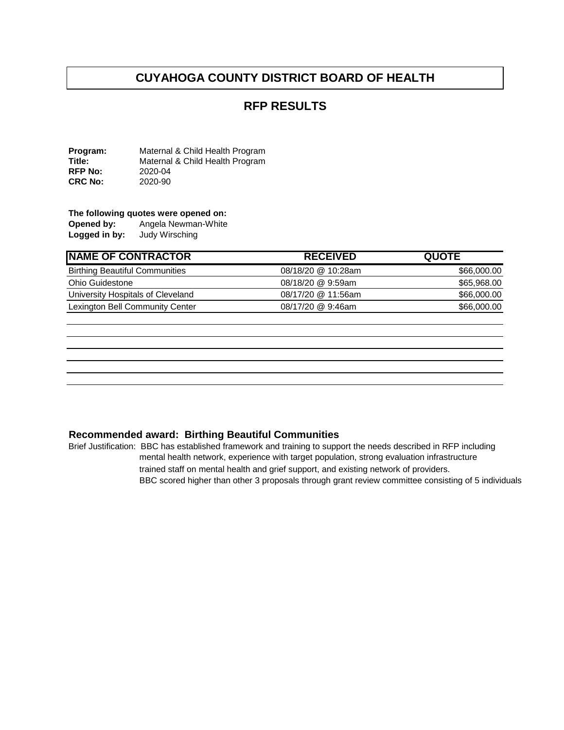# CUYAHOGA COUNTY DISTRICT BOARD OF HEALTH

## RFP RESULTS

**Program:** Maternal & Child Health Program
**Title:** Maternal & Child Health Program
**RFP No:** 2020-04
**CRC No:** 2020-90

**The following quotes were opened on:**
**Opened by:** Angela Newman-White
**Logged in by:** Judy Wirsching

| NAME OF CONTRACTOR | RECEIVED | QUOTE |
|---|---|---|
| Birthing Beautiful Communities | 08/18/20 @ 10:28am | $66,000.00 |
| Ohio Guidestone | 08/18/20 @ 9:59am | $65,968.00 |
| University Hospitals of Cleveland | 08/17/20 @ 11:56am | $66,000.00 |
| Lexington Bell Community Center | 08/17/20 @ 9:46am | $66,000.00 |

**Recommended award: Birthing Beautiful Communities**

Brief Justification: BBC has established framework and training to support the needs described in RFP including mental health network, experience with target population, strong evaluation infrastructure trained staff on mental health and grief support, and existing network of providers.
BBC scored higher than other 3 proposals through grant review committee consisting of 5 individuals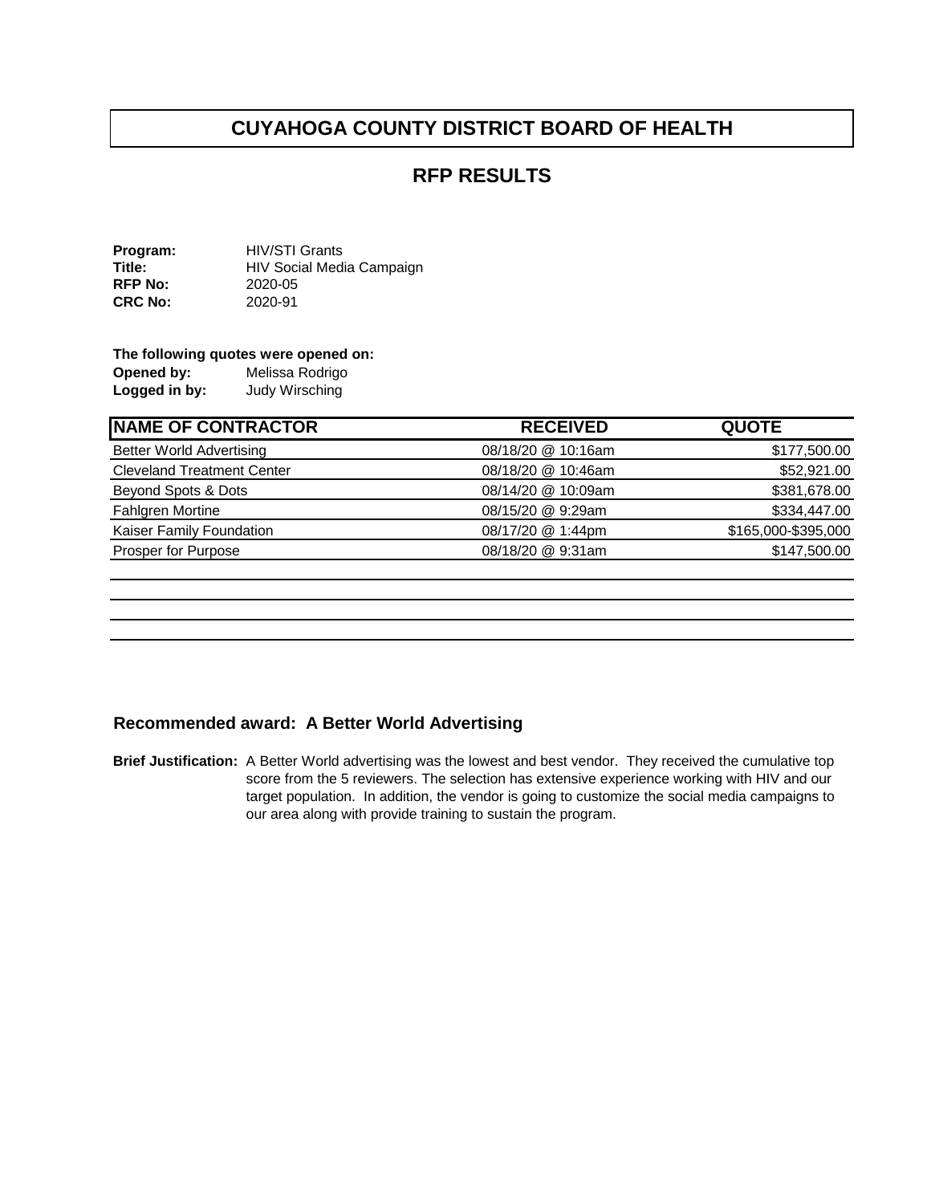# CUYAHOGA COUNTY DISTRICT BOARD OF HEALTH

## RFP RESULTS

**Program:** HIV/STI Grants
**Title:** HIV Social Media Campaign
**RFP No:** 2020-05
**CRC No:** 2020-91

**The following quotes were opened on:**
**Opened by:** Melissa Rodrigo
**Logged in by:** Judy Wirsching

| NAME OF CONTRACTOR | RECEIVED | QUOTE |
|---|---|---|
| Better World Advertising | 08/18/20 @ 10:16am | $177,500.00 |
| Cleveland Treatment Center | 08/18/20 @ 10:46am | $52,921.00 |
| Beyond Spots & Dots | 08/14/20 @ 10:09am | $381,678.00 |
| Fahlgren Mortine | 08/15/20 @ 9:29am | $334,447.00 |
| Kaiser Family Foundation | 08/17/20 @ 1:44pm | $165,000-$395,000 |
| Prosper for Purpose | 08/18/20 @ 9:31am | $147,500.00 |
| | | |
| | | |
| | | |
| | | |

**Recommended award: A Better World Advertising**

**Brief Justification:** A Better World advertising was the lowest and best vendor. They received the cumulative top score from the 5 reviewers. The selection has extensive experience working with HIV and our target population. In addition, the vendor is going to customize the social media campaigns to our area along with provide training to sustain the program.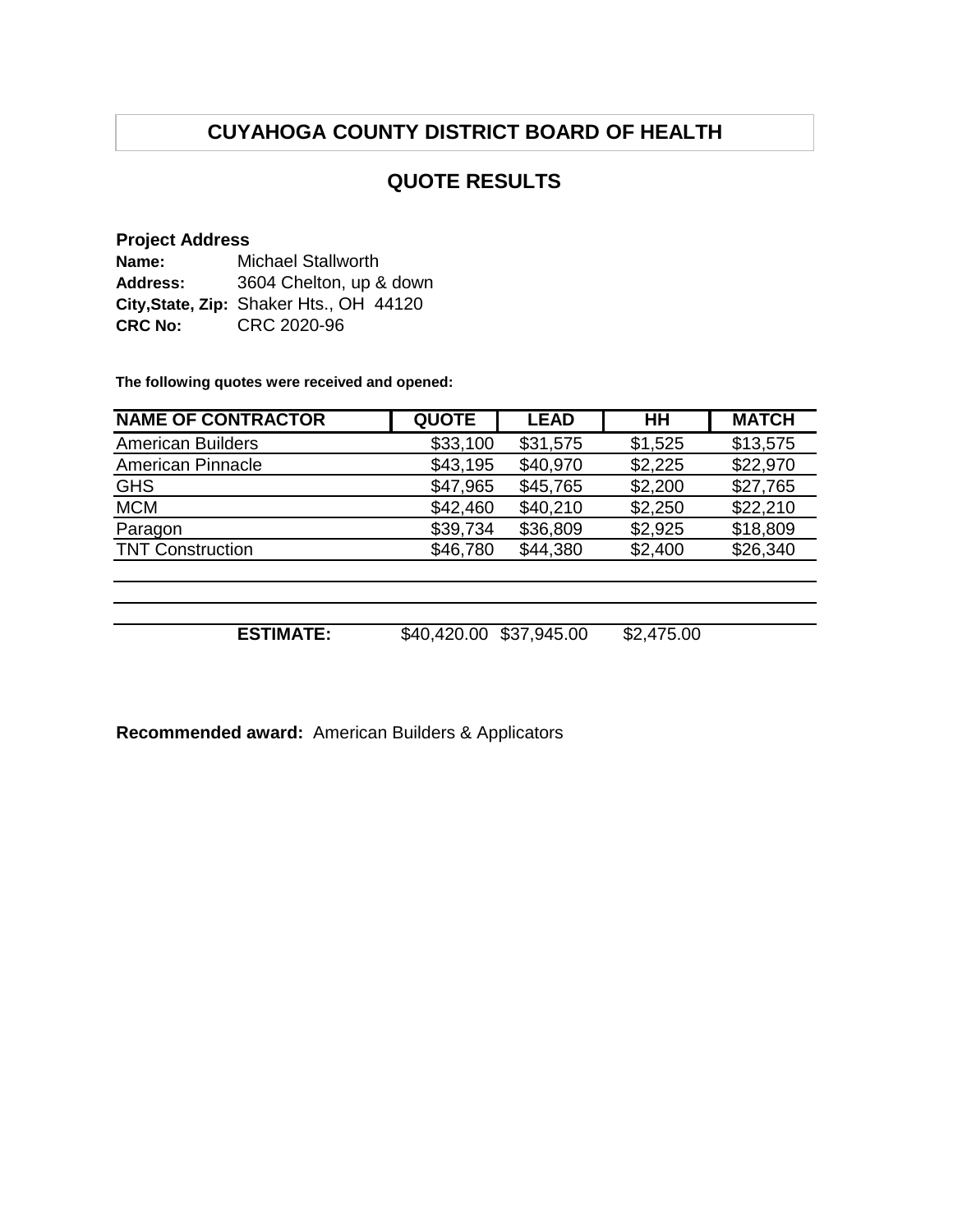# CUYAHOGA COUNTY DISTRICT BOARD OF HEALTH

## QUOTE RESULTS

**Project Address**

**Name:** Michael Stallworth
**Address:** 3604 Chelton, up & down
**City,State, Zip:** Shaker Hts., OH 44120
**CRC No:** CRC 2020-96

**The following quotes were received and opened:**

| NAME OF CONTRACTOR | QUOTE | LEAD | HH | MATCH |
|---|---|---|---|---|
| American Builders | $33,100 | $31,575 | $1,525 | $13,575 |
| American Pinnacle | $43,195 | $40,970 | $2,225 | $22,970 |
| GHS | $47,965 | $45,765 | $2,200 | $27,765 |
| MCM | $42,460 | $40,210 | $2,250 | $22,210 |
| Paragon | $39,734 | $36,809 | $2,925 | $18,809 |
| TNT Construction | $46,780 | $44,380 | $2,400 | $26,340 |
| | | | | |
| | | | | |
| **ESTIMATE:** | $40,420.00 | $37,945.00 | $2,475.00 | |

**Recommended award:** American Builders & Applicators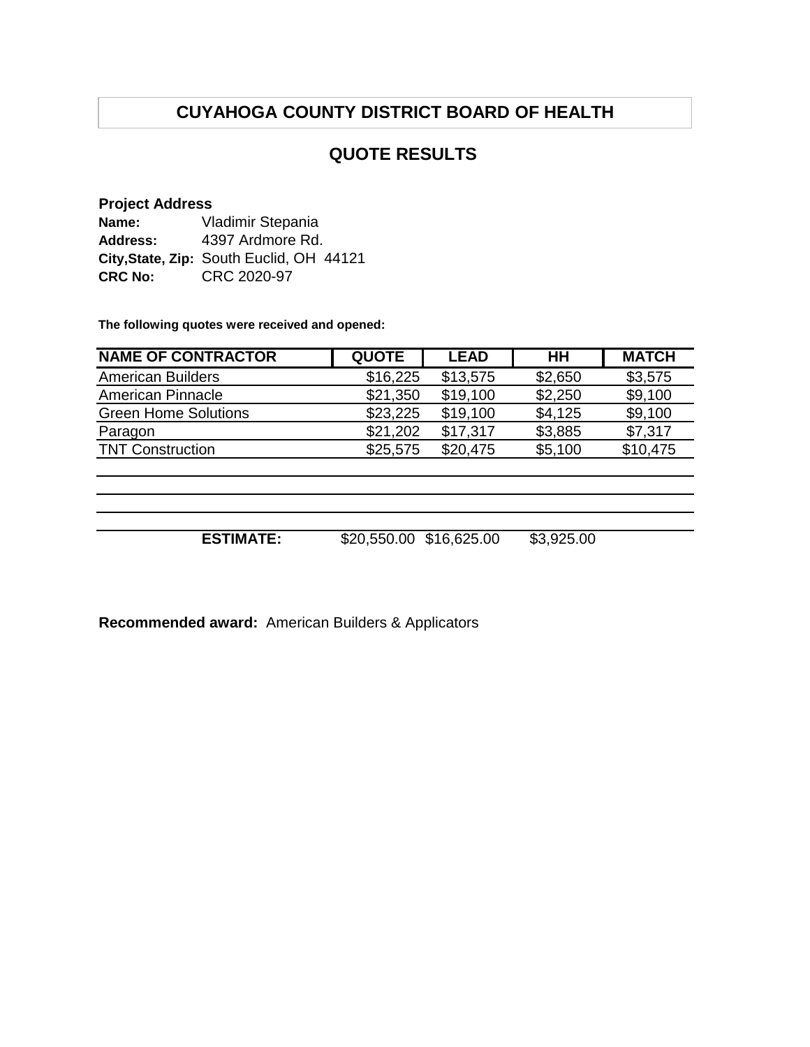# CUYAHOGA COUNTY DISTRICT BOARD OF HEALTH

## QUOTE RESULTS

**Project Address**
**Name:** Vladimir Stepania
**Address:** 4397 Ardmore Rd.
**City,State, Zip:** South Euclid, OH 44121
**CRC No:** CRC 2020-97

**The following quotes were received and opened:**

| NAME OF CONTRACTOR | QUOTE | LEAD | HH | MATCH |
|---|---|---|---|---|
| American Builders | $16,225 | $13,575 | $2,650 | $3,575 |
| American Pinnacle | $21,350 | $19,100 | $2,250 | $9,100 |
| Green Home Solutions | $23,225 | $19,100 | $4,125 | $9,100 |
| Paragon | $21,202 | $17,317 | $3,885 | $7,317 |
| TNT Construction | $25,575 | $20,475 | $5,100 | $10,475 |
| | | | | |
| | | | | |
| | | | | |
| **ESTIMATE:** | $20,550.00 | $16,625.00 | $3,925.00 | |

**Recommended award:** American Builders & Applicators